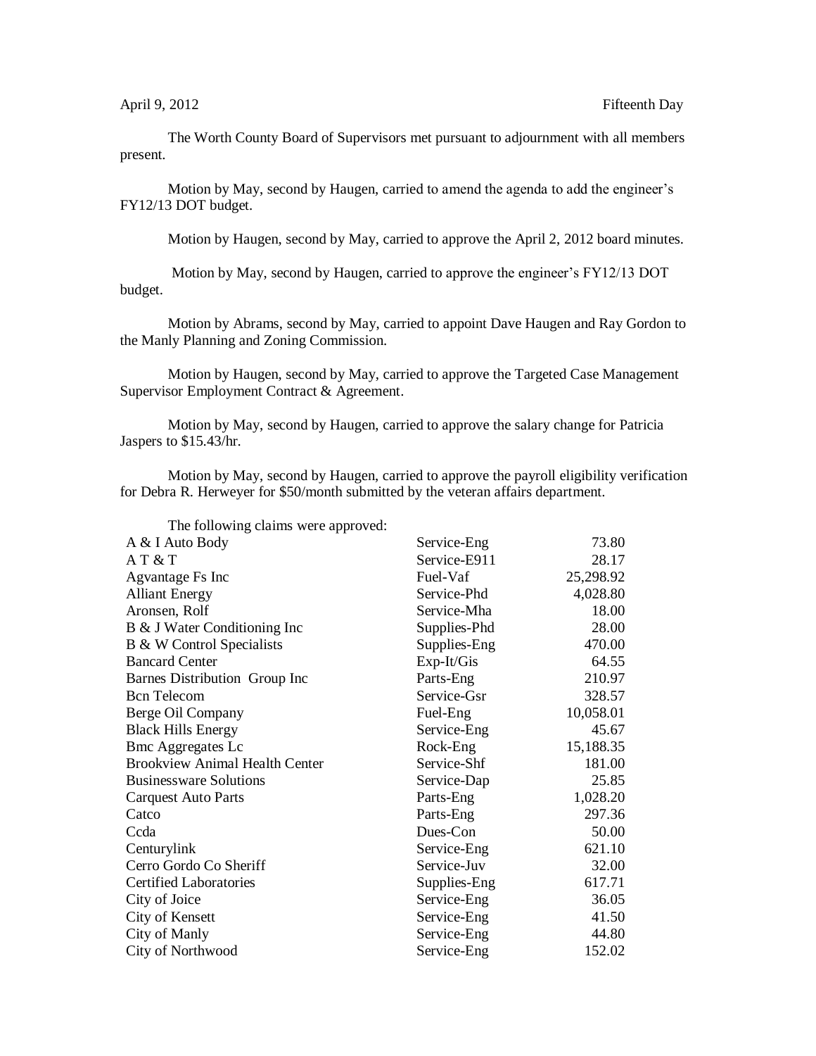April 9, 2012 Fifteenth Day

The Worth County Board of Supervisors met pursuant to adjournment with all members present.

Motion by May, second by Haugen, carried to amend the agenda to add the engineer's FY12/13 DOT budget.

Motion by Haugen, second by May, carried to approve the April 2, 2012 board minutes.

Motion by May, second by Haugen, carried to approve the engineer's FY12/13 DOT budget.

Motion by Abrams, second by May, carried to appoint Dave Haugen and Ray Gordon to the Manly Planning and Zoning Commission.

Motion by Haugen, second by May, carried to approve the Targeted Case Management Supervisor Employment Contract & Agreement.

Motion by May, second by Haugen, carried to approve the salary change for Patricia Jaspers to $15.43/hr.

Motion by May, second by Haugen, carried to approve the payroll eligibility verification for Debra R. Herweyer for $50/month submitted by the veteran affairs department.

The following claims were approved:

| | | |
|---|---|---|
| A & I Auto Body | Service-Eng | 73.80 |
| A T & T | Service-E911 | 28.17 |
| Agvantage Fs Inc | Fuel-Vaf | 25,298.92 |
| Alliant Energy | Service-Phd | 4,028.80 |
| Aronsen, Rolf | Service-Mha | 18.00 |
| B & J Water Conditioning Inc | Supplies-Phd | 28.00 |
| B & W Control Specialists | Supplies-Eng | 470.00 |
| Bancard Center | Exp-It/Gis | 64.55 |
| Barnes Distribution Group Inc | Parts-Eng | 210.97 |
| Bcn Telecom | Service-Gsr | 328.57 |
| Berge Oil Company | Fuel-Eng | 10,058.01 |
| Black Hills Energy | Service-Eng | 45.67 |
| Bmc Aggregates Lc | Rock-Eng | 15,188.35 |
| Brookview Animal Health Center | Service-Shf | 181.00 |
| Businessware Solutions | Service-Dap | 25.85 |
| Carquest Auto Parts | Parts-Eng | 1,028.20 |
| Catco | Parts-Eng | 297.36 |
| Ccda | Dues-Con | 50.00 |
| Centurylink | Service-Eng | 621.10 |
| Cerro Gordo Co Sheriff | Service-Juv | 32.00 |
| Certified Laboratories | Supplies-Eng | 617.71 |
| City of Joice | Service-Eng | 36.05 |
| City of Kensett | Service-Eng | 41.50 |
| City of Manly | Service-Eng | 44.80 |
| City of Northwood | Service-Eng | 152.02 |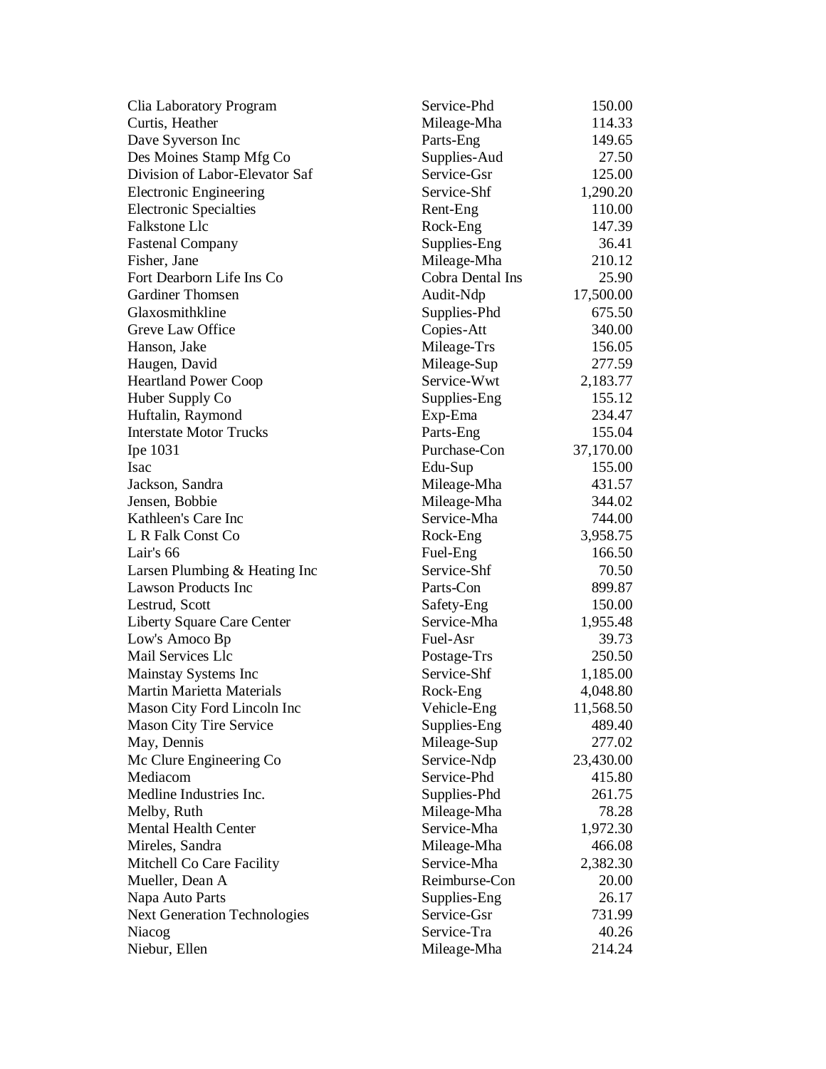| | | |
|---|---|---|
| Clia Laboratory Program | Service-Phd | 150.00 |
| Curtis, Heather | Mileage-Mha | 114.33 |
| Dave Syverson Inc | Parts-Eng | 149.65 |
| Des Moines Stamp Mfg Co | Supplies-Aud | 27.50 |
| Division of Labor-Elevator Saf | Service-Gsr | 125.00 |
| Electronic Engineering | Service-Shf | 1,290.20 |
| Electronic Specialties | Rent-Eng | 110.00 |
| Falkstone Llc | Rock-Eng | 147.39 |
| Fastenal Company | Supplies-Eng | 36.41 |
| Fisher, Jane | Mileage-Mha | 210.12 |
| Fort Dearborn Life Ins Co | Cobra Dental Ins | 25.90 |
| Gardiner Thomsen | Audit-Ndp | 17,500.00 |
| Glaxosmithkline | Supplies-Phd | 675.50 |
| Greve Law Office | Copies-Att | 340.00 |
| Hanson, Jake | Mileage-Trs | 156.05 |
| Haugen, David | Mileage-Sup | 277.59 |
| Heartland Power Coop | Service-Wwt | 2,183.77 |
| Huber Supply Co | Supplies-Eng | 155.12 |
| Huftalin, Raymond | Exp-Ema | 234.47 |
| Interstate Motor Trucks | Parts-Eng | 155.04 |
| Ipe 1031 | Purchase-Con | 37,170.00 |
| Isac | Edu-Sup | 155.00 |
| Jackson, Sandra | Mileage-Mha | 431.57 |
| Jensen, Bobbie | Mileage-Mha | 344.02 |
| Kathleen's Care Inc | Service-Mha | 744.00 |
| L R Falk Const Co | Rock-Eng | 3,958.75 |
| Lair's 66 | Fuel-Eng | 166.50 |
| Larsen Plumbing & Heating Inc | Service-Shf | 70.50 |
| Lawson Products Inc | Parts-Con | 899.87 |
| Lestrud, Scott | Safety-Eng | 150.00 |
| Liberty Square Care Center | Service-Mha | 1,955.48 |
| Low's Amoco Bp | Fuel-Asr | 39.73 |
| Mail Services Llc | Postage-Trs | 250.50 |
| Mainstay Systems Inc | Service-Shf | 1,185.00 |
| Martin Marietta Materials | Rock-Eng | 4,048.80 |
| Mason City Ford Lincoln Inc | Vehicle-Eng | 11,568.50 |
| Mason City Tire Service | Supplies-Eng | 489.40 |
| May, Dennis | Mileage-Sup | 277.02 |
| Mc Clure Engineering Co | Service-Ndp | 23,430.00 |
| Mediacom | Service-Phd | 415.80 |
| Medline Industries Inc. | Supplies-Phd | 261.75 |
| Melby, Ruth | Mileage-Mha | 78.28 |
| Mental Health Center | Service-Mha | 1,972.30 |
| Mireles, Sandra | Mileage-Mha | 466.08 |
| Mitchell Co Care Facility | Service-Mha | 2,382.30 |
| Mueller, Dean A | Reimburse-Con | 20.00 |
| Napa Auto Parts | Supplies-Eng | 26.17 |
| Next Generation Technologies | Service-Gsr | 731.99 |
| Niacog | Service-Tra | 40.26 |
| Niebur, Ellen | Mileage-Mha | 214.24 |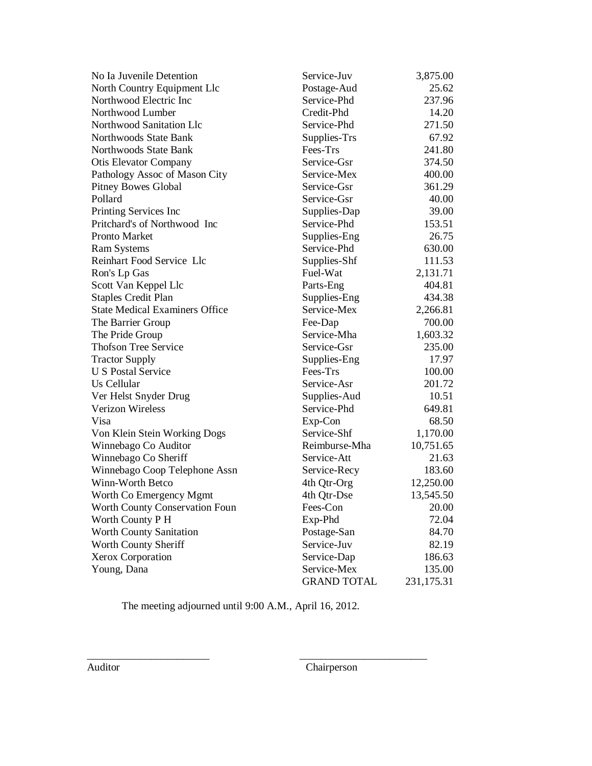| | | |
|---|---|---|
| No Ia Juvenile Detention | Service-Juv | 3,875.00 |
| North Country Equipment Llc | Postage-Aud | 25.62 |
| Northwood Electric Inc | Service-Phd | 237.96 |
| Northwood Lumber | Credit-Phd | 14.20 |
| Northwood Sanitation Llc | Service-Phd | 271.50 |
| Northwoods State Bank | Supplies-Trs | 67.92 |
| Northwoods State Bank | Fees-Trs | 241.80 |
| Otis Elevator Company | Service-Gsr | 374.50 |
| Pathology Assoc of Mason City | Service-Mex | 400.00 |
| Pitney Bowes Global | Service-Gsr | 361.29 |
| Pollard | Service-Gsr | 40.00 |
| Printing Services Inc | Supplies-Dap | 39.00 |
| Pritchard's of Northwood Inc | Service-Phd | 153.51 |
| Pronto Market | Supplies-Eng | 26.75 |
| Ram Systems | Service-Phd | 630.00 |
| Reinhart Food Service Llc | Supplies-Shf | 111.53 |
| Ron's Lp Gas | Fuel-Wat | 2,131.71 |
| Scott Van Keppel Llc | Parts-Eng | 404.81 |
| Staples Credit Plan | Supplies-Eng | 434.38 |
| State Medical Examiners Office | Service-Mex | 2,266.81 |
| The Barrier Group | Fee-Dap | 700.00 |
| The Pride Group | Service-Mha | 1,603.32 |
| Thofson Tree Service | Service-Gsr | 235.00 |
| Tractor Supply | Supplies-Eng | 17.97 |
| U S Postal Service | Fees-Trs | 100.00 |
| Us Cellular | Service-Asr | 201.72 |
| Ver Helst Snyder Drug | Supplies-Aud | 10.51 |
| Verizon Wireless | Service-Phd | 649.81 |
| Visa | Exp-Con | 68.50 |
| Von Klein Stein Working Dogs | Service-Shf | 1,170.00 |
| Winnebago Co Auditor | Reimburse-Mha | 10,751.65 |
| Winnebago Co Sheriff | Service-Att | 21.63 |
| Winnebago Coop Telephone Assn | Service-Recy | 183.60 |
| Winn-Worth Betco | 4th Qtr-Org | 12,250.00 |
| Worth Co Emergency Mgmt | 4th Qtr-Dse | 13,545.50 |
| Worth County Conservation Foun | Fees-Con | 20.00 |
| Worth County P H | Exp-Phd | 72.04 |
| Worth County Sanitation | Postage-San | 84.70 |
| Worth County Sheriff | Service-Juv | 82.19 |
| Xerox Corporation | Service-Dap | 186.63 |
| Young, Dana | Service-Mex | 135.00 |
| | GRAND TOTAL | 231,175.31 |

The meeting adjourned until 9:00 A.M., April 16, 2012.

\_\_\_\_\_\_\_\_\_\_\_\_\_\_\_\_\_\_\_\_\_\_\_\_ \_\_\_\_\_\_\_\_\_\_\_\_\_\_\_\_\_\_\_\_\_\_\_\_

Auditor Chairperson